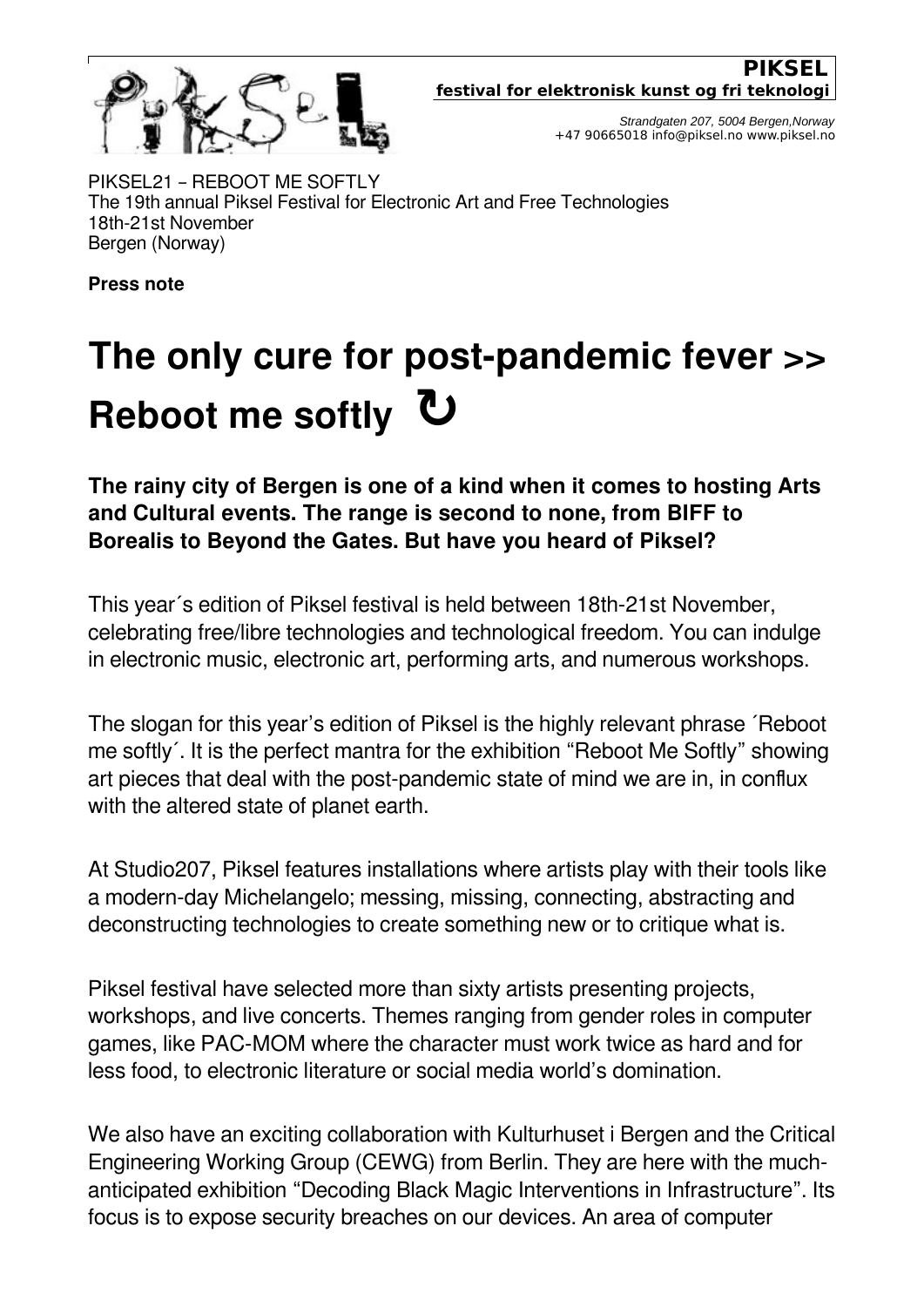**PIKSEL**
**festival for elektronisk kunst og fri teknologi**

*Strandgaten 207, 5004 Bergen,Norway*
+47 90665018 info@piksel.no www.piksel.no

PIKSEL21 – REBOOT ME SOFTLY
The 19th annual Piksel Festival for Electronic Art and Free Technologies
18th-21st November
Bergen (Norway)

**Press note**

# The only cure for post-pandemic fever >> Reboot me softly ↻

**The rainy city of Bergen is one of a kind when it comes to hosting Arts and Cultural events. The range is second to none, from BIFF to Borealis to Beyond the Gates. But have you heard of Piksel?**

This year´s edition of Piksel festival is held between 18th-21st November, celebrating free/libre technologies and technological freedom. You can indulge in electronic music, electronic art, performing arts, and numerous workshops.

The slogan for this year's edition of Piksel is the highly relevant phrase ´Reboot me softly´. It is the perfect mantra for the exhibition "Reboot Me Softly" showing art pieces that deal with the post-pandemic state of mind we are in, in conflux with the altered state of planet earth.

At Studio207, Piksel features installations where artists play with their tools like a modern-day Michelangelo; messing, missing, connecting, abstracting and deconstructing technologies to create something new or to critique what is.

Piksel festival have selected more than sixty artists presenting projects, workshops, and live concerts. Themes ranging from gender roles in computer games, like PAC-MOM where the character must work twice as hard and for less food, to electronic literature or social media world's domination.

We also have an exciting collaboration with Kulturhuset i Bergen and the Critical Engineering Working Group (CEWG) from Berlin. They are here with the much-anticipated exhibition "Decoding Black Magic Interventions in Infrastructure". Its focus is to expose security breaches on our devices. An area of computer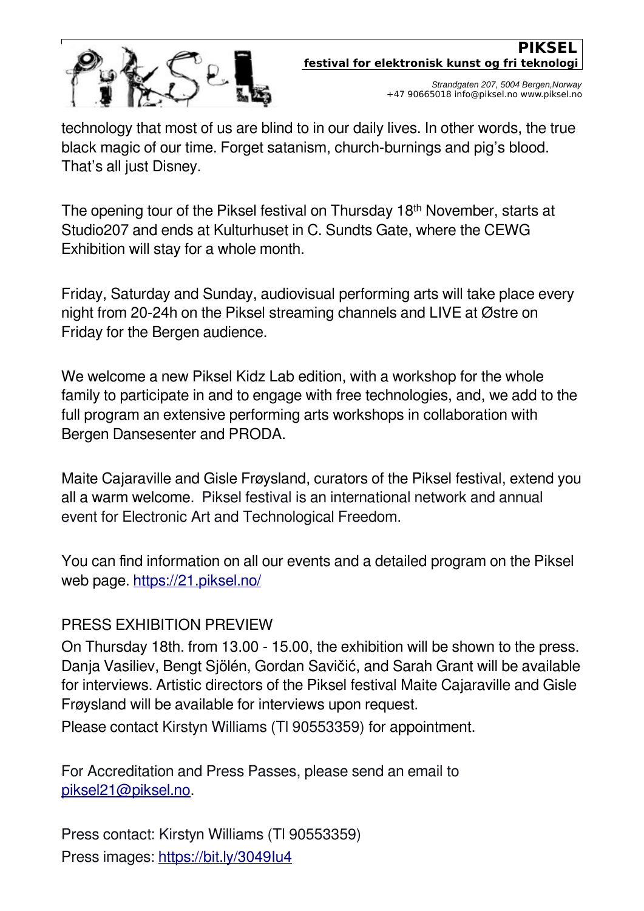technology that most of us are blind to in our daily lives. In other words, the true black magic of our time. Forget satanism, church-burnings and pig's blood. That's all just Disney.

The opening tour of the Piksel festival on Thursday 18th November, starts at Studio207 and ends at Kulturhuset in C. Sundts Gate, where the CEWG Exhibition will stay for a whole month.

Friday, Saturday and Sunday, audiovisual performing arts will take place every night from 20-24h on the Piksel streaming channels and LIVE at Østre on Friday for the Bergen audience.

We welcome a new Piksel Kidz Lab edition, with a workshop for the whole family to participate in and to engage with free technologies, and, we add to the full program an extensive performing arts workshops in collaboration with Bergen Dansesenter and PRODA.

Maite Cajaraville and Gisle Frøysland, curators of the Piksel festival, extend you all a warm welcome. Piksel festival is an international network and annual event for Electronic Art and Technological Freedom.

You can find information on all our events and a detailed program on the Piksel web page. https://21.piksel.no/

PRESS EXHIBITION PREVIEW

On Thursday 18th. from 13.00 - 15.00, the exhibition will be shown to the press. Danja Vasiliev, Bengt Sjölén, Gordan Savičić, and Sarah Grant will be available for interviews. Artistic directors of the Piksel festival Maite Cajaraville and Gisle Frøysland will be available for interviews upon request.

Please contact Kirstyn Williams (Tl 90553359) for appointment.

For Accreditation and Press Passes, please send an email to piksel21@piksel.no.

Press contact: Kirstyn Williams (Tl 90553359)

Press images: https://bit.ly/3049lu4